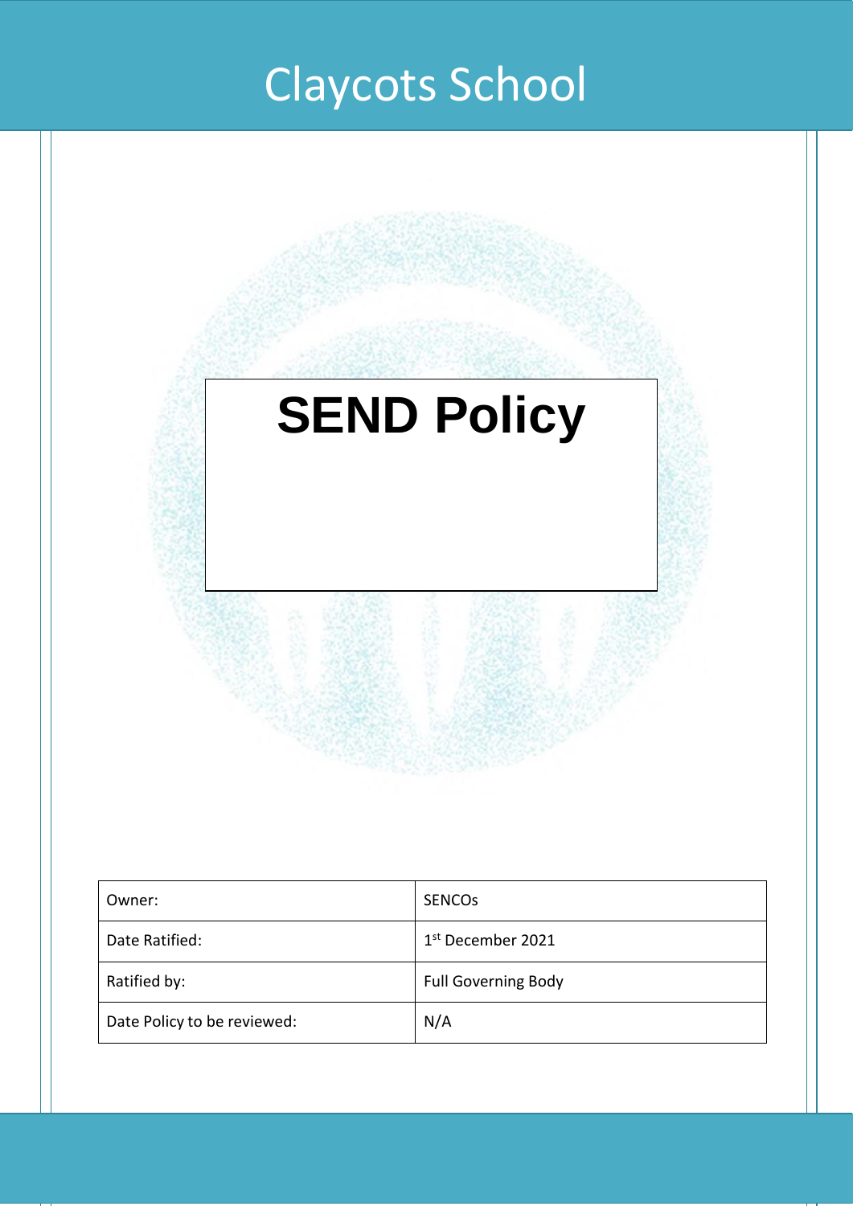# Claycots School

# SEND Policy

| Owner: | SENCOs |
| --- | --- |
| Date Ratified: | 1st December 2021 |
| Ratified by: | Full Governing Body |
| Date Policy to be reviewed: | N/A |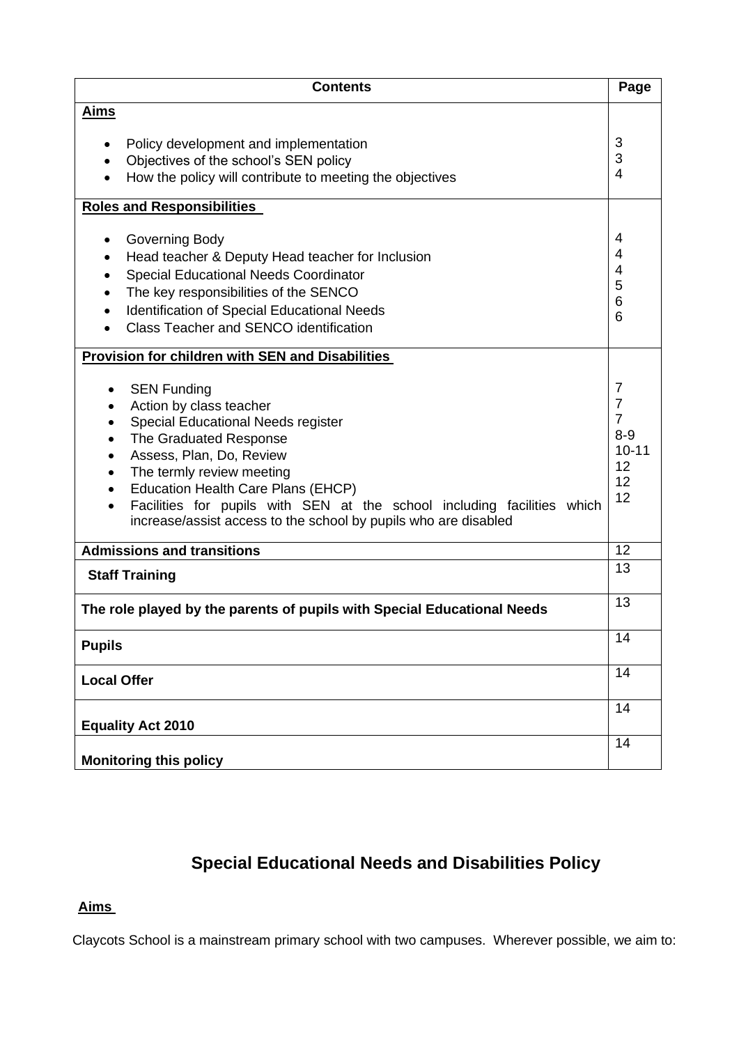| Contents | Page |
|---|---|
| **Aims** | |
| • Policy development and implementation | 3 |
| • Objectives of the school's SEN policy | 3 |
| • How the policy will contribute to meeting the objectives | 4 |
| **Roles and Responsibilities** | |
| • Governing Body | 4 |
| • Head teacher & Deputy Head teacher for Inclusion | 4 |
| • Special Educational Needs Coordinator | 4 |
| • The key responsibilities of the SENCO | 5 |
| • Identification of Special Educational Needs | 6 |
| • Class Teacher and SENCO identification | 6 |
| **Provision for children with SEN and Disabilities** | |
| • SEN Funding | 7 |
| • Action by class teacher | 7 |
| • Special Educational Needs register | 7 |
| • The Graduated Response | 8-9 |
| • Assess, Plan, Do, Review | 10-11 |
| • The termly review meeting | 12 |
| • Education Health Care Plans (EHCP) | 12 |
| • Facilities for pupils with SEN at the school including facilities which increase/assist access to the school by pupils who are disabled | 12 |
| **Admissions and transitions** | 12 |
| **Staff Training** | 13 |
| **The role played by the parents of pupils with Special Educational Needs** | 13 |
| **Pupils** | 14 |
| **Local Offer** | 14 |
| **Equality Act 2010** | 14 |
| **Monitoring this policy** | 14 |

# Special Educational Needs and Disabilities Policy

## Aims

Claycots School is a mainstream primary school with two campuses. Wherever possible, we aim to: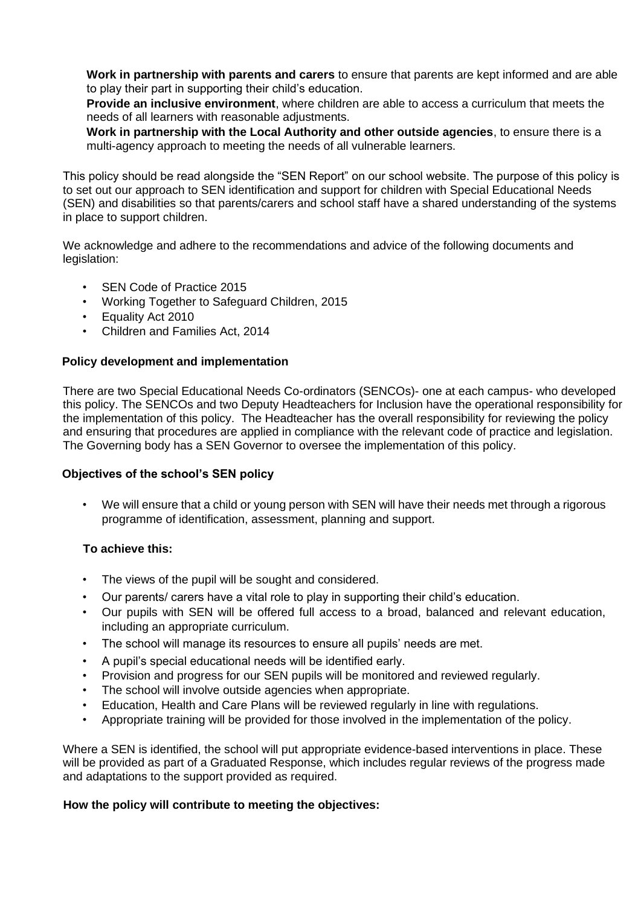**Work in partnership with parents and carers** to ensure that parents are kept informed and are able to play their part in supporting their child's education.

**Provide an inclusive environment**, where children are able to access a curriculum that meets the needs of all learners with reasonable adjustments.

**Work in partnership with the Local Authority and other outside agencies**, to ensure there is a multi-agency approach to meeting the needs of all vulnerable learners.

This policy should be read alongside the "SEN Report" on our school website. The purpose of this policy is to set out our approach to SEN identification and support for children with Special Educational Needs (SEN) and disabilities so that parents/carers and school staff have a shared understanding of the systems in place to support children.

We acknowledge and adhere to the recommendations and advice of the following documents and legislation:

- SEN Code of Practice 2015
- Working Together to Safeguard Children, 2015
- Equality Act 2010
- Children and Families Act, 2014

### Policy development and implementation

There are two Special Educational Needs Co-ordinators (SENCOs)- one at each campus- who developed this policy. The SENCOs and two Deputy Headteachers for Inclusion have the operational responsibility for the implementation of this policy. The Headteacher has the overall responsibility for reviewing the policy and ensuring that procedures are applied in compliance with the relevant code of practice and legislation. The Governing body has a SEN Governor to oversee the implementation of this policy.

### Objectives of the school's SEN policy

- We will ensure that a child or young person with SEN will have their needs met through a rigorous programme of identification, assessment, planning and support.

**To achieve this:**

- The views of the pupil will be sought and considered.
- Our parents/ carers have a vital role to play in supporting their child's education.
- Our pupils with SEN will be offered full access to a broad, balanced and relevant education, including an appropriate curriculum.
- The school will manage its resources to ensure all pupils' needs are met.
- A pupil's special educational needs will be identified early.
- Provision and progress for our SEN pupils will be monitored and reviewed regularly.
- The school will involve outside agencies when appropriate.
- Education, Health and Care Plans will be reviewed regularly in line with regulations.
- Appropriate training will be provided for those involved in the implementation of the policy.

Where a SEN is identified, the school will put appropriate evidence-based interventions in place. These will be provided as part of a Graduated Response, which includes regular reviews of the progress made and adaptations to the support provided as required.

### How the policy will contribute to meeting the objectives: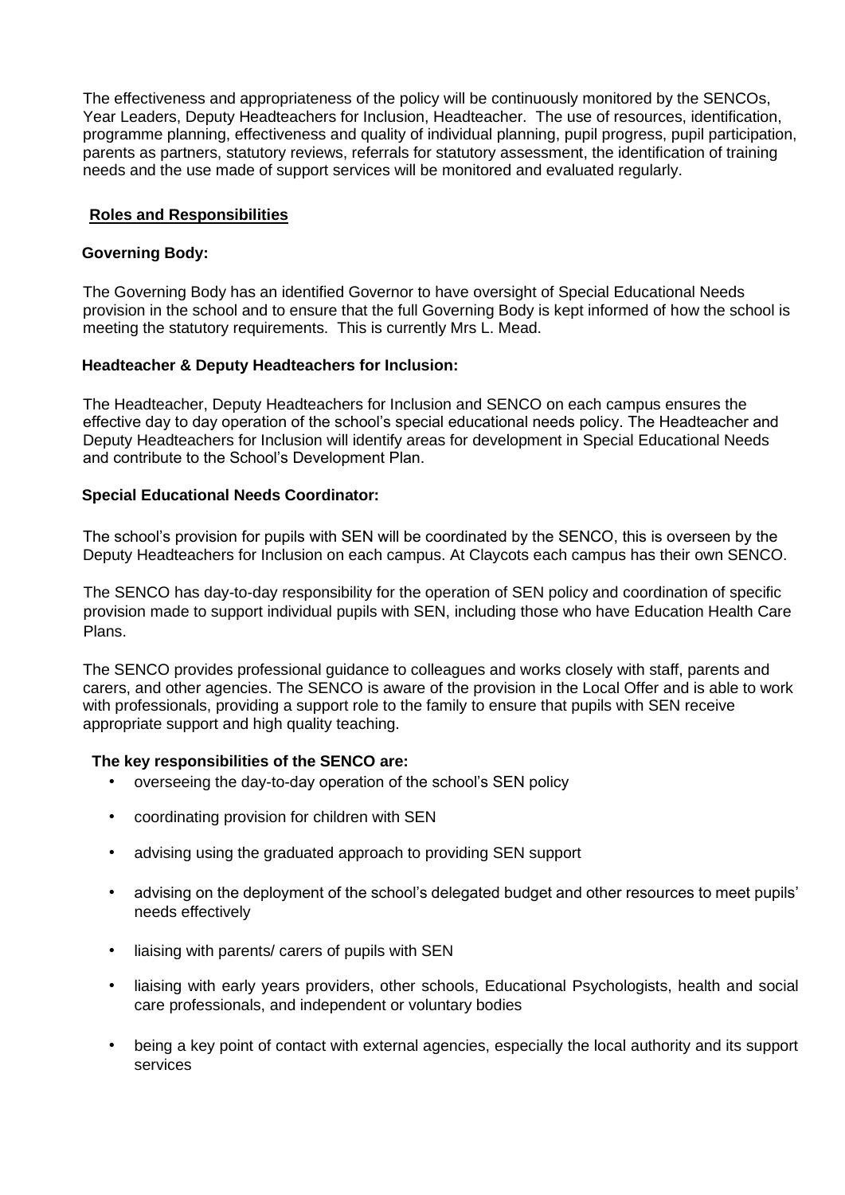The effectiveness and appropriateness of the policy will be continuously monitored by the SENCOs, Year Leaders, Deputy Headteachers for Inclusion, Headteacher. The use of resources, identification, programme planning, effectiveness and quality of individual planning, pupil progress, pupil participation, parents as partners, statutory reviews, referrals for statutory assessment, the identification of training needs and the use made of support services will be monitored and evaluated regularly.

## Roles and Responsibilities

### Governing Body:

The Governing Body has an identified Governor to have oversight of Special Educational Needs provision in the school and to ensure that the full Governing Body is kept informed of how the school is meeting the statutory requirements. This is currently Mrs L. Mead.

### Headteacher & Deputy Headteachers for Inclusion:

The Headteacher, Deputy Headteachers for Inclusion and SENCO on each campus ensures the effective day to day operation of the school's special educational needs policy. The Headteacher and Deputy Headteachers for Inclusion will identify areas for development in Special Educational Needs and contribute to the School's Development Plan.

### Special Educational Needs Coordinator:

The school's provision for pupils with SEN will be coordinated by the SENCO, this is overseen by the Deputy Headteachers for Inclusion on each campus. At Claycots each campus has their own SENCO.

The SENCO has day-to-day responsibility for the operation of SEN policy and coordination of specific provision made to support individual pupils with SEN, including those who have Education Health Care Plans.

The SENCO provides professional guidance to colleagues and works closely with staff, parents and carers, and other agencies. The SENCO is aware of the provision in the Local Offer and is able to work with professionals, providing a support role to the family to ensure that pupils with SEN receive appropriate support and high quality teaching.

**The key responsibilities of the SENCO are:**

- overseeing the day-to-day operation of the school's SEN policy
- coordinating provision for children with SEN
- advising using the graduated approach to providing SEN support
- advising on the deployment of the school's delegated budget and other resources to meet pupils' needs effectively
- liaising with parents/ carers of pupils with SEN
- liaising with early years providers, other schools, Educational Psychologists, health and social care professionals, and independent or voluntary bodies
- being a key point of contact with external agencies, especially the local authority and its support services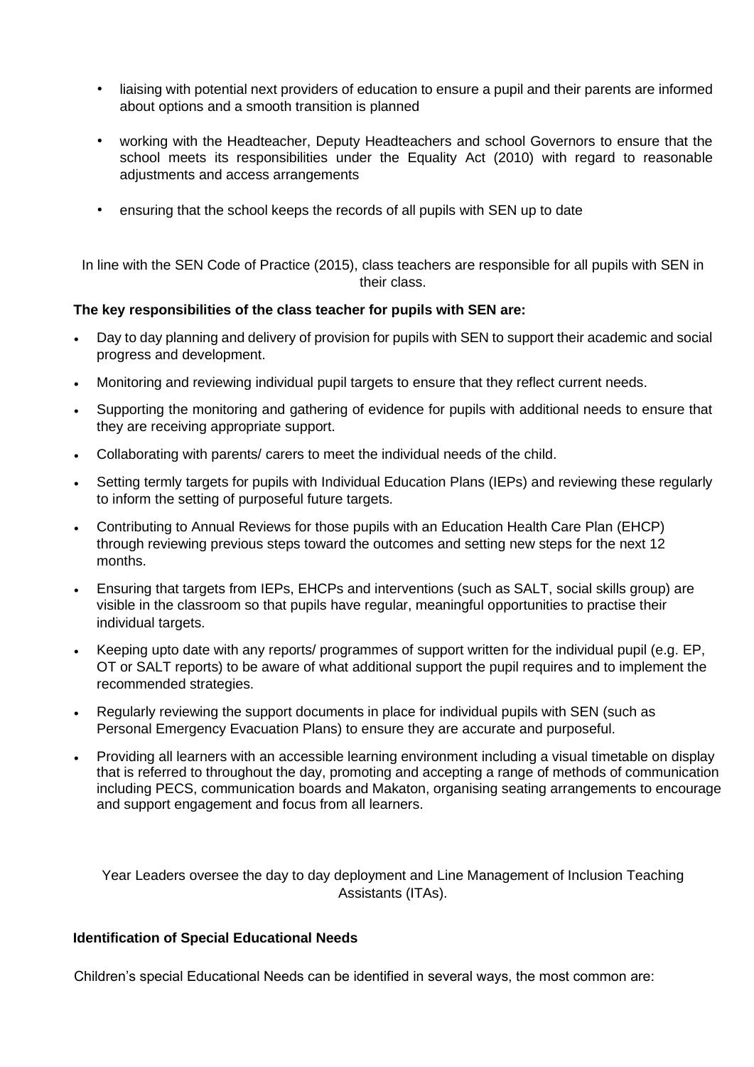- liaising with potential next providers of education to ensure a pupil and their parents are informed about options and a smooth transition is planned

- working with the Headteacher, Deputy Headteachers and school Governors to ensure that the school meets its responsibilities under the Equality Act (2010) with regard to reasonable adjustments and access arrangements

- ensuring that the school keeps the records of all pupils with SEN up to date

In line with the SEN Code of Practice (2015), class teachers are responsible for all pupils with SEN in their class.

**The key responsibilities of the class teacher for pupils with SEN are:**

- Day to day planning and delivery of provision for pupils with SEN to support their academic and social progress and development.
- Monitoring and reviewing individual pupil targets to ensure that they reflect current needs.
- Supporting the monitoring and gathering of evidence for pupils with additional needs to ensure that they are receiving appropriate support.
- Collaborating with parents/ carers to meet the individual needs of the child.
- Setting termly targets for pupils with Individual Education Plans (IEPs) and reviewing these regularly to inform the setting of purposeful future targets.
- Contributing to Annual Reviews for those pupils with an Education Health Care Plan (EHCP) through reviewing previous steps toward the outcomes and setting new steps for the next 12 months.
- Ensuring that targets from IEPs, EHCPs and interventions (such as SALT, social skills group) are visible in the classroom so that pupils have regular, meaningful opportunities to practise their individual targets.
- Keeping upto date with any reports/ programmes of support written for the individual pupil (e.g. EP, OT or SALT reports) to be aware of what additional support the pupil requires and to implement the recommended strategies.
- Regularly reviewing the support documents in place for individual pupils with SEN (such as Personal Emergency Evacuation Plans) to ensure they are accurate and purposeful.
- Providing all learners with an accessible learning environment including a visual timetable on display that is referred to throughout the day, promoting and accepting a range of methods of communication including PECS, communication boards and Makaton, organising seating arrangements to encourage and support engagement and focus from all learners.

Year Leaders oversee the day to day deployment and Line Management of Inclusion Teaching Assistants (ITAs).

**Identification of Special Educational Needs**

Children's special Educational Needs can be identified in several ways, the most common are: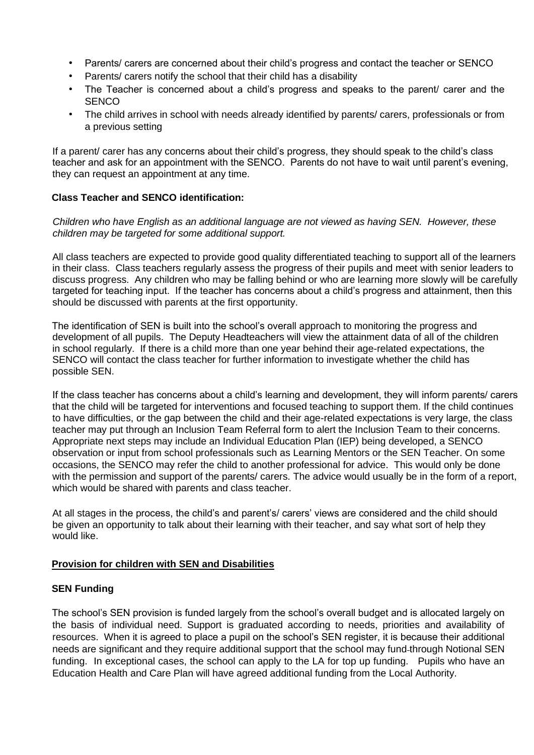- Parents/ carers are concerned about their child's progress and contact the teacher or SENCO
- Parents/ carers notify the school that their child has a disability
- The Teacher is concerned about a child's progress and speaks to the parent/ carer and the SENCO
- The child arrives in school with needs already identified by parents/ carers, professionals or from a previous setting

If a parent/ carer has any concerns about their child's progress, they should speak to the child's class teacher and ask for an appointment with the SENCO. Parents do not have to wait until parent's evening, they can request an appointment at any time.

**Class Teacher and SENCO identification:**

*Children who have English as an additional language are not viewed as having SEN. However, these children may be targeted for some additional support.*

All class teachers are expected to provide good quality differentiated teaching to support all of the learners in their class. Class teachers regularly assess the progress of their pupils and meet with senior leaders to discuss progress. Any children who may be falling behind or who are learning more slowly will be carefully targeted for teaching input. If the teacher has concerns about a child's progress and attainment, then this should be discussed with parents at the first opportunity.

The identification of SEN is built into the school's overall approach to monitoring the progress and development of all pupils. The Deputy Headteachers will view the attainment data of all of the children in school regularly. If there is a child more than one year behind their age-related expectations, the SENCO will contact the class teacher for further information to investigate whether the child has possible SEN.

If the class teacher has concerns about a child's learning and development, they will inform parents/ carers that the child will be targeted for interventions and focused teaching to support them. If the child continues to have difficulties, or the gap between the child and their age-related expectations is very large, the class teacher may put through an Inclusion Team Referral form to alert the Inclusion Team to their concerns. Appropriate next steps may include an Individual Education Plan (IEP) being developed, a SENCO observation or input from school professionals such as Learning Mentors or the SEN Teacher. On some occasions, the SENCO may refer the child to another professional for advice. This would only be done with the permission and support of the parents/ carers. The advice would usually be in the form of a report, which would be shared with parents and class teacher.

At all stages in the process, the child's and parent's/ carers' views are considered and the child should be given an opportunity to talk about their learning with their teacher, and say what sort of help they would like.

## Provision for children with SEN and Disabilities

**SEN Funding**

The school's SEN provision is funded largely from the school's overall budget and is allocated largely on the basis of individual need. Support is graduated according to needs, priorities and availability of resources. When it is agreed to place a pupil on the school's SEN register, it is because their additional needs are significant and they require additional support that the school may fund through Notional SEN funding. In exceptional cases, the school can apply to the LA for top up funding. Pupils who have an Education Health and Care Plan will have agreed additional funding from the Local Authority.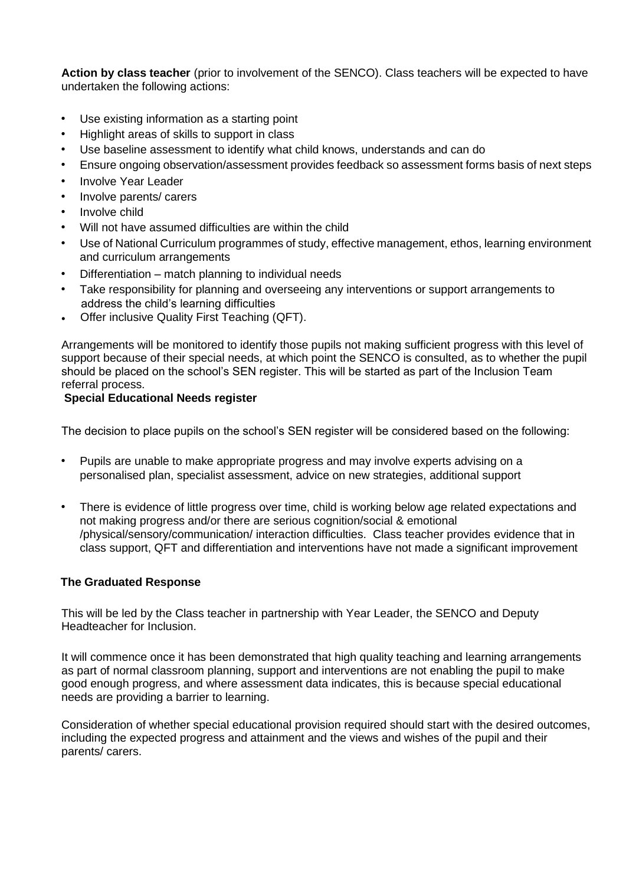**Action by class teacher** (prior to involvement of the SENCO). Class teachers will be expected to have undertaken the following actions:

- Use existing information as a starting point
- Highlight areas of skills to support in class
- Use baseline assessment to identify what child knows, understands and can do
- Ensure ongoing observation/assessment provides feedback so assessment forms basis of next steps
- Involve Year Leader
- Involve parents/ carers
- Involve child
- Will not have assumed difficulties are within the child
- Use of National Curriculum programmes of study, effective management, ethos, learning environment and curriculum arrangements
- Differentiation – match planning to individual needs
- Take responsibility for planning and overseeing any interventions or support arrangements to address the child's learning difficulties
- Offer inclusive Quality First Teaching (QFT).

Arrangements will be monitored to identify those pupils not making sufficient progress with this level of support because of their special needs, at which point the SENCO is consulted, as to whether the pupil should be placed on the school's SEN register. This will be started as part of the Inclusion Team referral process.

**Special Educational Needs register**

The decision to place pupils on the school's SEN register will be considered based on the following:

- Pupils are unable to make appropriate progress and may involve experts advising on a personalised plan, specialist assessment, advice on new strategies, additional support
- There is evidence of little progress over time, child is working below age related expectations and not making progress and/or there are serious cognition/social & emotional /physical/sensory/communication/ interaction difficulties. Class teacher provides evidence that in class support, QFT and differentiation and interventions have not made a significant improvement

**The Graduated Response**

This will be led by the Class teacher in partnership with Year Leader, the SENCO and Deputy Headteacher for Inclusion.

It will commence once it has been demonstrated that high quality teaching and learning arrangements as part of normal classroom planning, support and interventions are not enabling the pupil to make good enough progress, and where assessment data indicates, this is because special educational needs are providing a barrier to learning.

Consideration of whether special educational provision required should start with the desired outcomes, including the expected progress and attainment and the views and wishes of the pupil and their parents/ carers.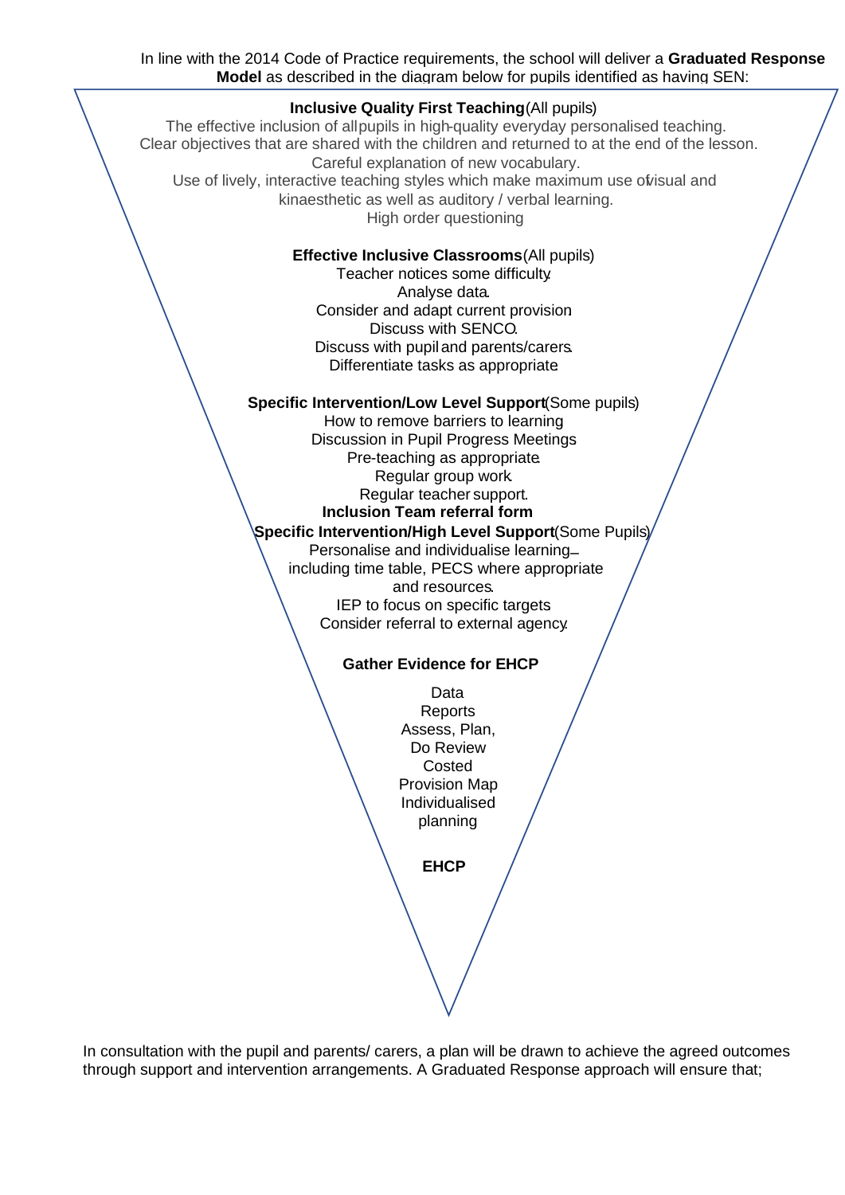In line with the 2014 Code of Practice requirements, the school will deliver a **Graduated Response Model** as described in the diagram below for pupils identified as having SEN:

**Inclusive Quality First Teaching** (All pupils)
The effective inclusion of all pupils in high-quality everyday personalised teaching.
Clear objectives that are shared with the children and returned to at the end of the lesson.
Careful explanation of new vocabulary.
Use of lively, interactive teaching styles which make maximum use of visual and kinaesthetic as well as auditory / verbal learning.
High order questioning

**Effective Inclusive Classrooms** (All pupils)
Teacher notices some difficulty.
Analyse data.
Consider and adapt current provision
Discuss with SENCO.
Discuss with pupil and parents/carers.
Differentiate tasks as appropriate

**Specific Intervention/Low Level Support** (Some pupils)
How to remove barriers to learning
Discussion in Pupil Progress Meetings
Pre-teaching as appropriate.
Regular group work.
Regular teacher support.

**Inclusion Team referral form**

**Specific Intervention/High Level Support** (Some Pupils)
Personalise and individualise learning – including time table, PECS where appropriate and resources.
IEP to focus on specific targets
Consider referral to external agency.

**Gather Evidence for EHCP**

Data
Reports
Assess, Plan, Do Review
Costed Provision Map
Individualised planning

**EHCP**

In consultation with the pupil and parents/ carers, a plan will be drawn to achieve the agreed outcomes through support and intervention arrangements. A Graduated Response approach will ensure that;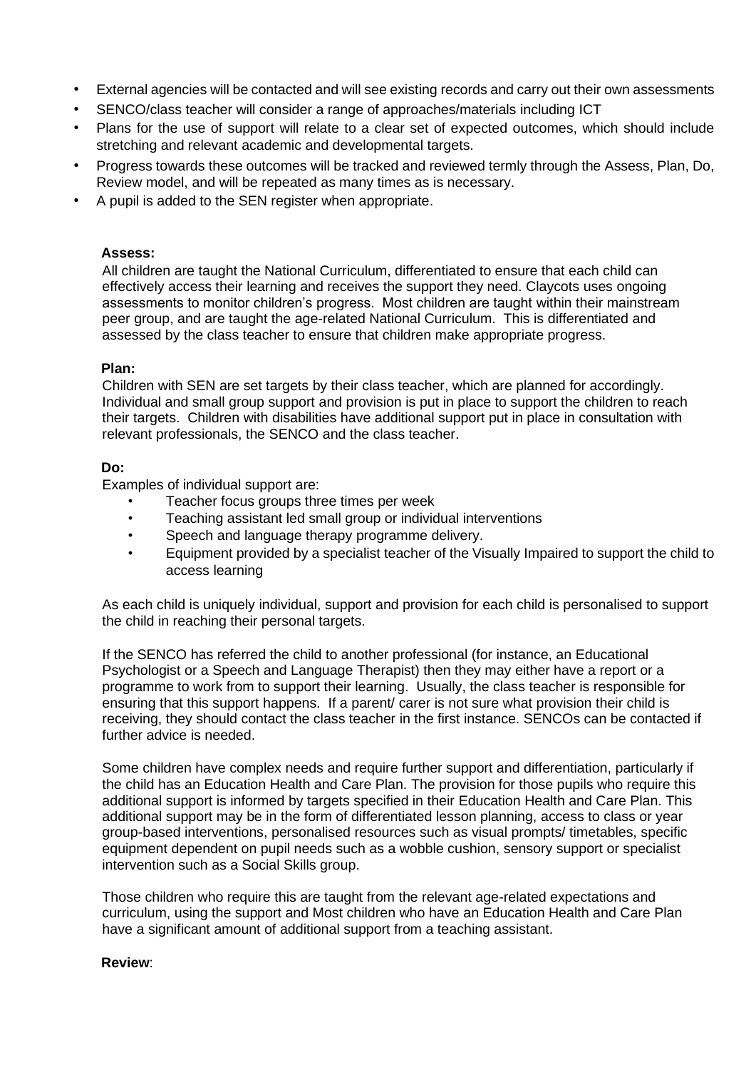- External agencies will be contacted and will see existing records and carry out their own assessments
- SENCO/class teacher will consider a range of approaches/materials including ICT
- Plans for the use of support will relate to a clear set of expected outcomes, which should include stretching and relevant academic and developmental targets.
- Progress towards these outcomes will be tracked and reviewed termly through the Assess, Plan, Do, Review model, and will be repeated as many times as is necessary.
- A pupil is added to the SEN register when appropriate.

**Assess:**

All children are taught the National Curriculum, differentiated to ensure that each child can effectively access their learning and receives the support they need. Claycots uses ongoing assessments to monitor children's progress. Most children are taught within their mainstream peer group, and are taught the age-related National Curriculum. This is differentiated and assessed by the class teacher to ensure that children make appropriate progress.

**Plan:**

Children with SEN are set targets by their class teacher, which are planned for accordingly. Individual and small group support and provision is put in place to support the children to reach their targets. Children with disabilities have additional support put in place in consultation with relevant professionals, the SENCO and the class teacher.

**Do:**

Examples of individual support are:

- Teacher focus groups three times per week
- Teaching assistant led small group or individual interventions
- Speech and language therapy programme delivery.
- Equipment provided by a specialist teacher of the Visually Impaired to support the child to access learning

As each child is uniquely individual, support and provision for each child is personalised to support the child in reaching their personal targets.

If the SENCO has referred the child to another professional (for instance, an Educational Psychologist or a Speech and Language Therapist) then they may either have a report or a programme to work from to support their learning. Usually, the class teacher is responsible for ensuring that this support happens. If a parent/ carer is not sure what provision their child is receiving, they should contact the class teacher in the first instance. SENCOs can be contacted if further advice is needed.

Some children have complex needs and require further support and differentiation, particularly if the child has an Education Health and Care Plan. The provision for those pupils who require this additional support is informed by targets specified in their Education Health and Care Plan. This additional support may be in the form of differentiated lesson planning, access to class or year group-based interventions, personalised resources such as visual prompts/ timetables, specific equipment dependent on pupil needs such as a wobble cushion, sensory support or specialist intervention such as a Social Skills group.

Those children who require this are taught from the relevant age-related expectations and curriculum, using the support and Most children who have an Education Health and Care Plan have a significant amount of additional support from a teaching assistant.

**Review**: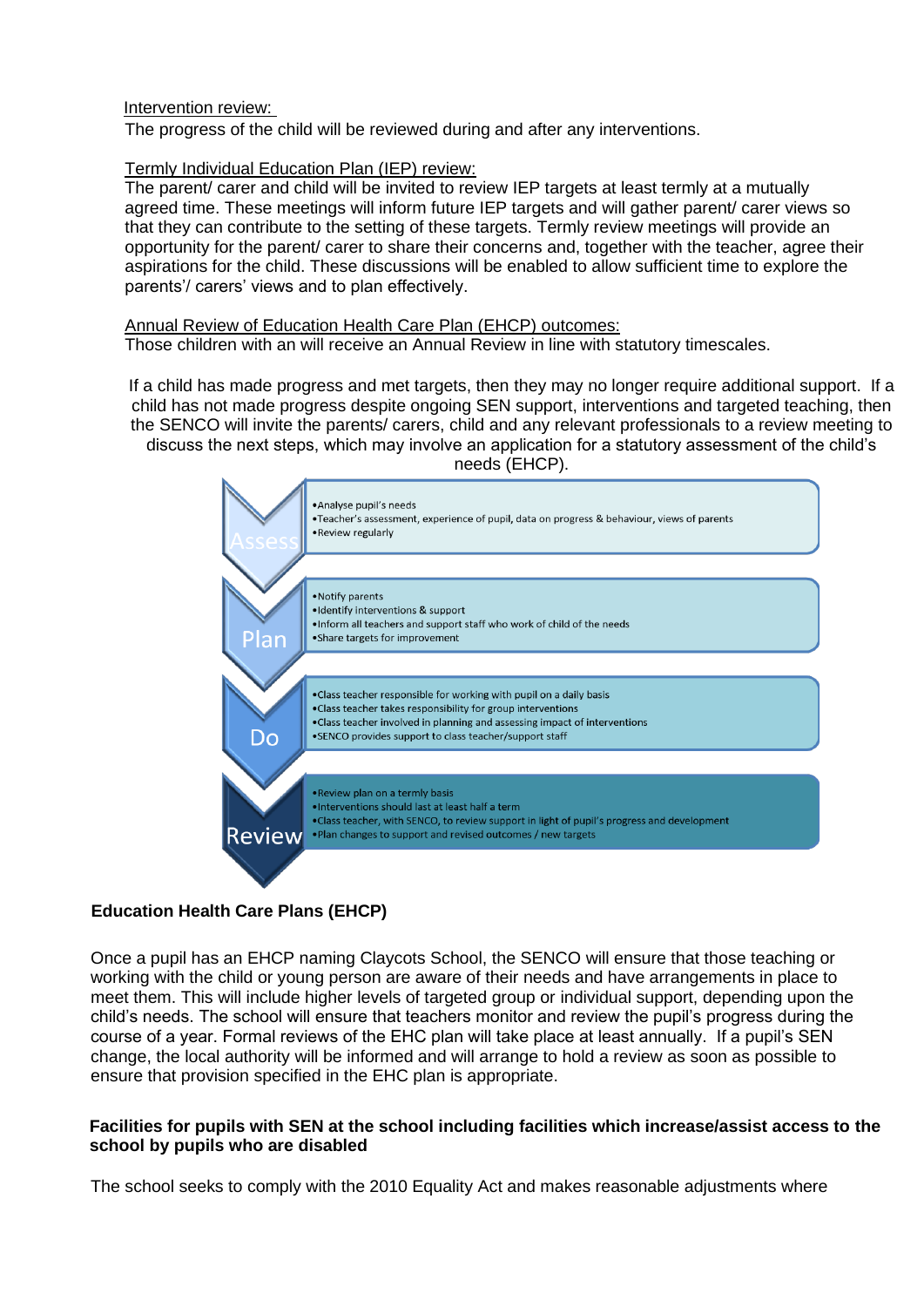Intervention review:

The progress of the child will be reviewed during and after any interventions.

Termly Individual Education Plan (IEP) review:

The parent/ carer and child will be invited to review IEP targets at least termly at a mutually agreed time. These meetings will inform future IEP targets and will gather parent/ carer views so that they can contribute to the setting of these targets. Termly review meetings will provide an opportunity for the parent/ carer to share their concerns and, together with the teacher, agree their aspirations for the child. These discussions will be enabled to allow sufficient time to explore the parents'/ carers' views and to plan effectively.

Annual Review of Education Health Care Plan (EHCP) outcomes:

Those children with an will receive an Annual Review in line with statutory timescales.

If a child has made progress and met targets, then they may no longer require additional support. If a child has not made progress despite ongoing SEN support, interventions and targeted teaching, then the SENCO will invite the parents/ carers, child and any relevant professionals to a review meeting to discuss the next steps, which may involve an application for a statutory assessment of the child's needs (EHCP).

**Assess**
- Analyse pupil's needs
- Teacher's assessment, experience of pupil, data on progress & behaviour, views of parents
- Review regularly

**Plan**
- Notify parents
- Identify interventions & support
- Inform all teachers and support staff who work of child of the needs
- Share targets for improvement

**Do**
- Class teacher responsible for working with pupil on a daily basis
- Class teacher takes responsibility for group interventions
- Class teacher involved in planning and assessing impact of interventions
- SENCO provides support to class teacher/support staff

**Review**
- Review plan on a termly basis
- Interventions should last at least half a term
- Class teacher, with SENCO, to review support in light of pupil's progress and development
- Plan changes to support and revised outcomes / new targets

**Education Health Care Plans (EHCP)**

Once a pupil has an EHCP naming Claycots School, the SENCO will ensure that those teaching or working with the child or young person are aware of their needs and have arrangements in place to meet them. This will include higher levels of targeted group or individual support, depending upon the child's needs. The school will ensure that teachers monitor and review the pupil's progress during the course of a year. Formal reviews of the EHC plan will take place at least annually. If a pupil's SEN change, the local authority will be informed and will arrange to hold a review as soon as possible to ensure that provision specified in the EHC plan is appropriate.

**Facilities for pupils with SEN at the school including facilities which increase/assist access to the school by pupils who are disabled**

The school seeks to comply with the 2010 Equality Act and makes reasonable adjustments where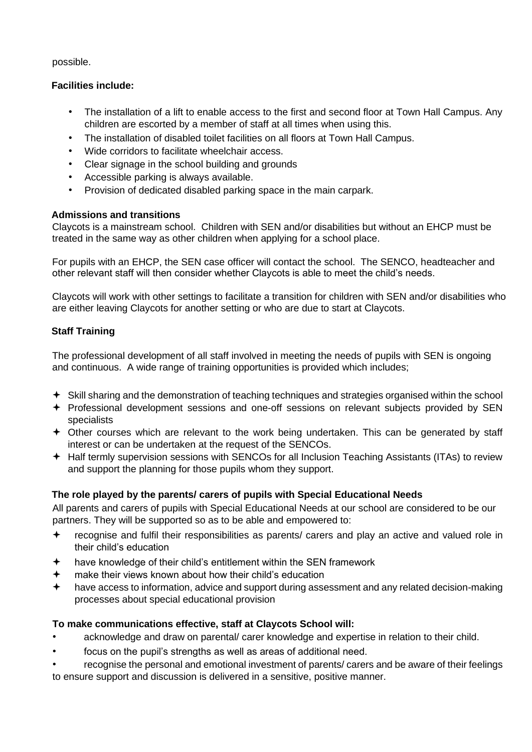possible.

**Facilities include:**

- The installation of a lift to enable access to the first and second floor at Town Hall Campus. Any children are escorted by a member of staff at all times when using this.
- The installation of disabled toilet facilities on all floors at Town Hall Campus.
- Wide corridors to facilitate wheelchair access.
- Clear signage in the school building and grounds
- Accessible parking is always available.
- Provision of dedicated disabled parking space in the main carpark.

**Admissions and transitions**

Claycots is a mainstream school. Children with SEN and/or disabilities but without an EHCP must be treated in the same way as other children when applying for a school place.

For pupils with an EHCP, the SEN case officer will contact the school. The SENCO, headteacher and other relevant staff will then consider whether Claycots is able to meet the child's needs.

Claycots will work with other settings to facilitate a transition for children with SEN and/or disabilities who are either leaving Claycots for another setting or who are due to start at Claycots.

**Staff Training**

The professional development of all staff involved in meeting the needs of pupils with SEN is ongoing and continuous. A wide range of training opportunities is provided which includes;

- Skill sharing and the demonstration of teaching techniques and strategies organised within the school
- Professional development sessions and one-off sessions on relevant subjects provided by SEN specialists
- Other courses which are relevant to the work being undertaken. This can be generated by staff interest or can be undertaken at the request of the SENCOs.
- Half termly supervision sessions with SENCOs for all Inclusion Teaching Assistants (ITAs) to review and support the planning for those pupils whom they support.

**The role played by the parents/ carers of pupils with Special Educational Needs**

All parents and carers of pupils with Special Educational Needs at our school are considered to be our partners. They will be supported so as to be able and empowered to:

- recognise and fulfil their responsibilities as parents/ carers and play an active and valued role in their child's education
- have knowledge of their child's entitlement within the SEN framework
- make their views known about how their child's education
- have access to information, advice and support during assessment and any related decision-making processes about special educational provision

**To make communications effective, staff at Claycots School will:**

- acknowledge and draw on parental/ carer knowledge and expertise in relation to their child.
- focus on the pupil's strengths as well as areas of additional need.
- recognise the personal and emotional investment of parents/ carers and be aware of their feelings to ensure support and discussion is delivered in a sensitive, positive manner.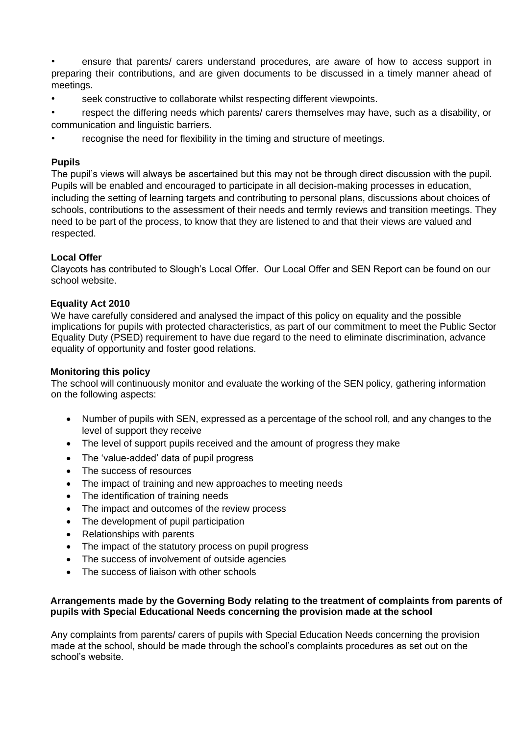- ensure that parents/ carers understand procedures, are aware of how to access support in preparing their contributions, and are given documents to be discussed in a timely manner ahead of meetings.
- seek constructive to collaborate whilst respecting different viewpoints.
- respect the differing needs which parents/ carers themselves may have, such as a disability, or communication and linguistic barriers.
- recognise the need for flexibility in the timing and structure of meetings.

**Pupils**

The pupil's views will always be ascertained but this may not be through direct discussion with the pupil. Pupils will be enabled and encouraged to participate in all decision-making processes in education, including the setting of learning targets and contributing to personal plans, discussions about choices of schools, contributions to the assessment of their needs and termly reviews and transition meetings. They need to be part of the process, to know that they are listened to and that their views are valued and respected.

**Local Offer**

Claycots has contributed to Slough's Local Offer. Our Local Offer and SEN Report can be found on our school website.

**Equality Act 2010**

We have carefully considered and analysed the impact of this policy on equality and the possible implications for pupils with protected characteristics, as part of our commitment to meet the Public Sector Equality Duty (PSED) requirement to have due regard to the need to eliminate discrimination, advance equality of opportunity and foster good relations.

**Monitoring this policy**

The school will continuously monitor and evaluate the working of the SEN policy, gathering information on the following aspects:

- Number of pupils with SEN, expressed as a percentage of the school roll, and any changes to the level of support they receive
- The level of support pupils received and the amount of progress they make
- The 'value-added' data of pupil progress
- The success of resources
- The impact of training and new approaches to meeting needs
- The identification of training needs
- The impact and outcomes of the review process
- The development of pupil participation
- Relationships with parents
- The impact of the statutory process on pupil progress
- The success of involvement of outside agencies
- The success of liaison with other schools

**Arrangements made by the Governing Body relating to the treatment of complaints from parents of pupils with Special Educational Needs concerning the provision made at the school**

Any complaints from parents/ carers of pupils with Special Education Needs concerning the provision made at the school, should be made through the school's complaints procedures as set out on the school's website.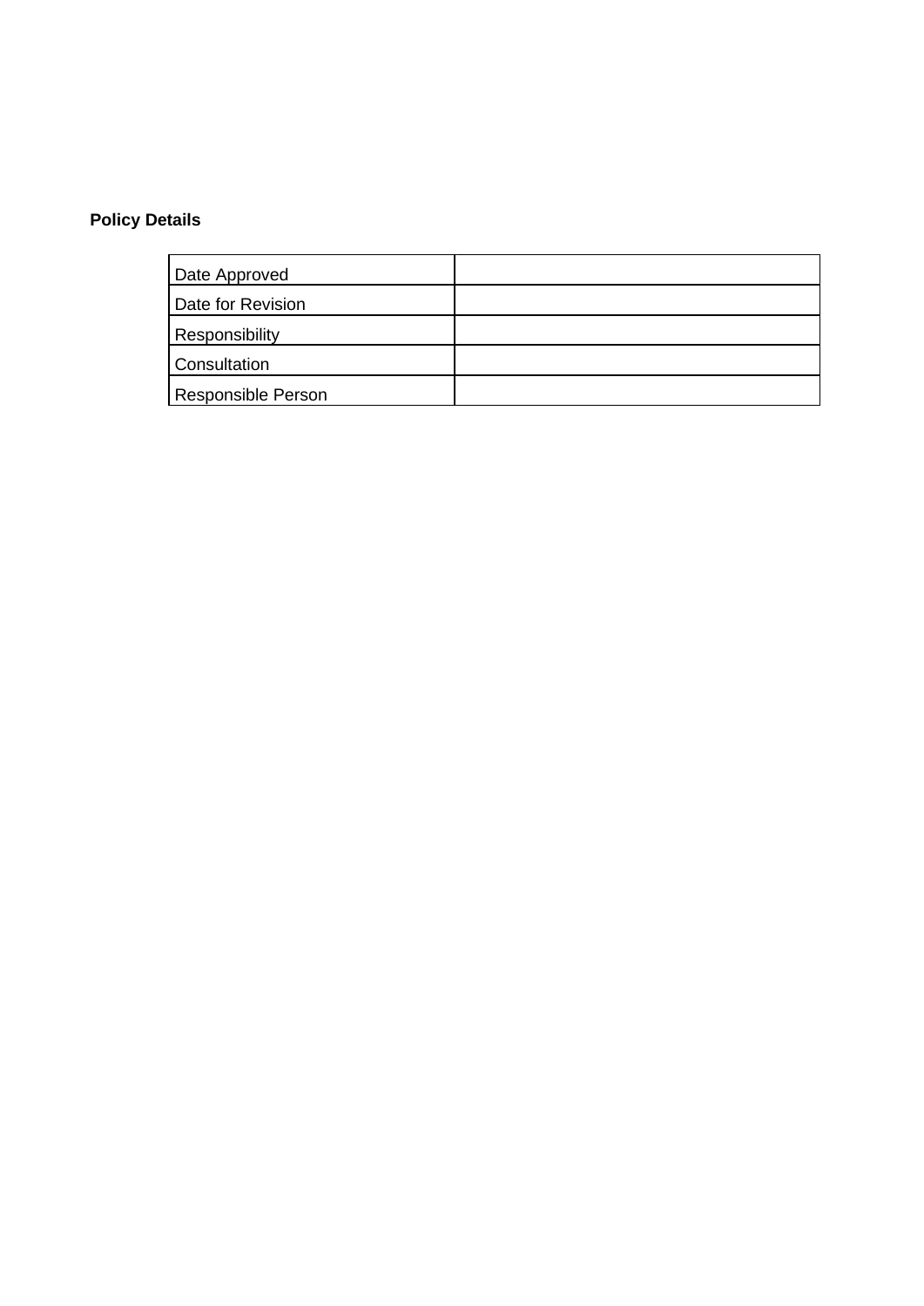**Policy Details**

| | |
|---|---|
| Date Approved | |
| Date for Revision | |
| Responsibility | |
| Consultation | |
| Responsible Person | |